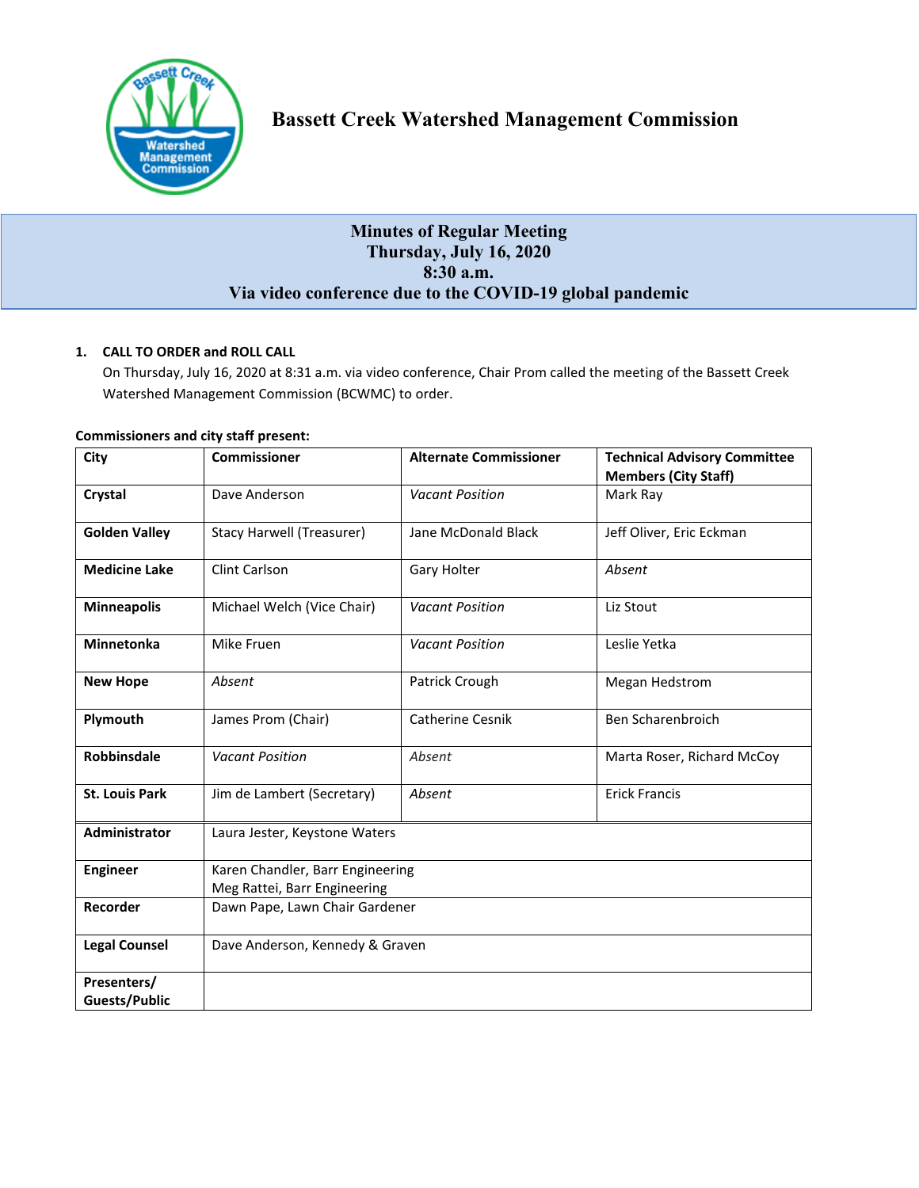# Bassett Creek Watershed Management Commission

## Minutes of Regular Meeting
## Thursday, July 16, 2020
## 8:30 a.m.
## Via video conference due to the COVID-19 global pandemic

**1. CALL TO ORDER and ROLL CALL**

On Thursday, July 16, 2020 at 8:31 a.m. via video conference, Chair Prom called the meeting of the Bassett Creek Watershed Management Commission (BCWMC) to order.

**Commissioners and city staff present:**

| City | Commissioner | Alternate Commissioner | Technical Advisory Committee Members (City Staff) |
|---|---|---|---|
| **Crystal** | Dave Anderson | *Vacant Position* | Mark Ray |
| **Golden Valley** | Stacy Harwell (Treasurer) | Jane McDonald Black | Jeff Oliver, Eric Eckman |
| **Medicine Lake** | Clint Carlson | Gary Holter | *Absent* |
| **Minneapolis** | Michael Welch (Vice Chair) | *Vacant Position* | Liz Stout |
| **Minnetonka** | Mike Fruen | *Vacant Position* | Leslie Yetka |
| **New Hope** | *Absent* | Patrick Crough | Megan Hedstrom |
| **Plymouth** | James Prom (Chair) | Catherine Cesnik | Ben Scharenbroich |
| **Robbinsdale** | *Vacant Position* | *Absent* | Marta Roser, Richard McCoy |
| **St. Louis Park** | Jim de Lambert (Secretary) | *Absent* | Erick Francis |
| **Administrator** | Laura Jester, Keystone Waters | | |
| **Engineer** | Karen Chandler, Barr Engineering<br>Meg Rattei, Barr Engineering | | |
| **Recorder** | Dawn Pape, Lawn Chair Gardener | | |
| **Legal Counsel** | Dave Anderson, Kennedy & Graven | | |
| **Presenters/ Guests/Public** | | | |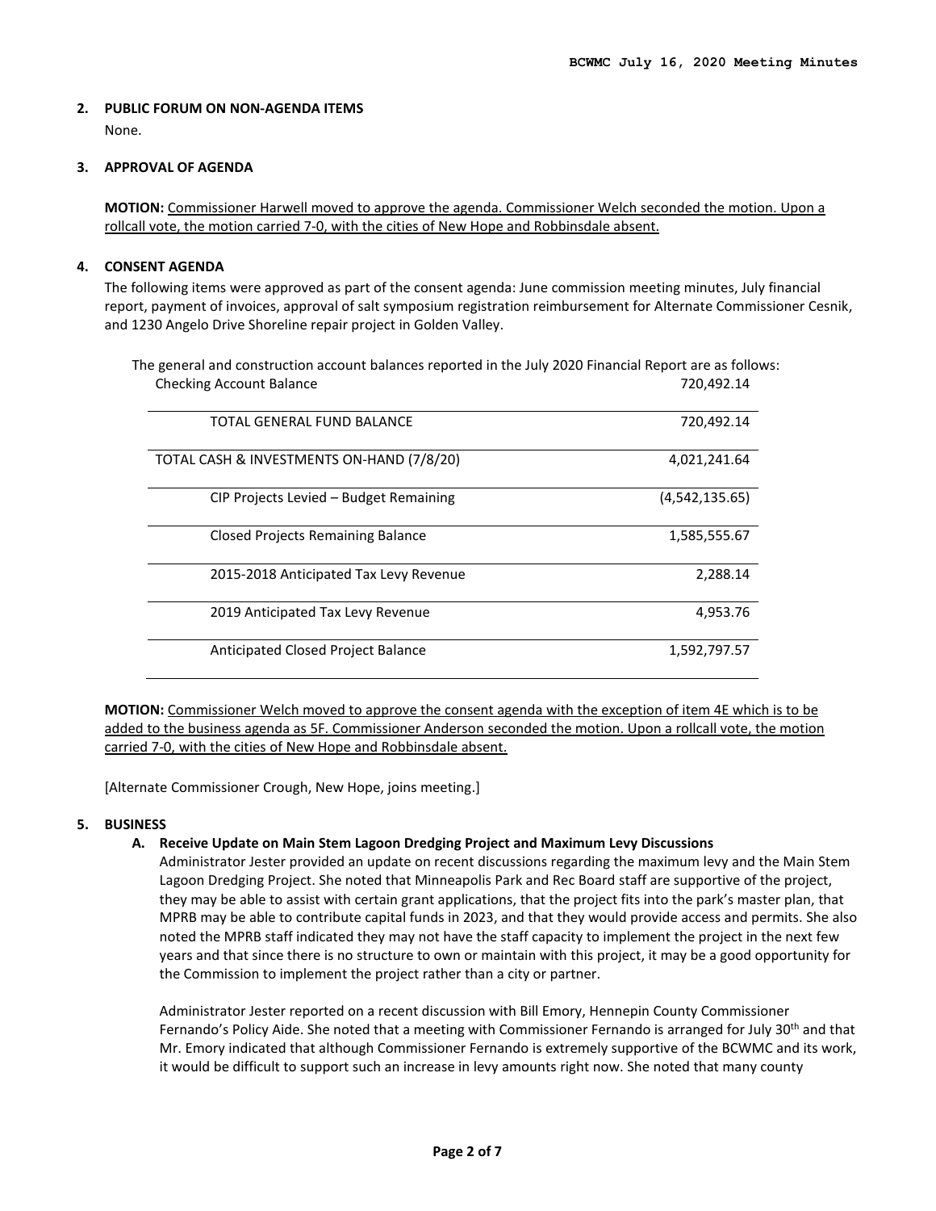**2. PUBLIC FORUM ON NON-AGENDA ITEMS**

None.

**3. APPROVAL OF AGENDA**

**MOTION:** Commissioner Harwell moved to approve the agenda. Commissioner Welch seconded the motion. Upon a rollcall vote, the motion carried 7-0, with the cities of New Hope and Robbinsdale absent.

**4. CONSENT AGENDA**

The following items were approved as part of the consent agenda: June commission meeting minutes, July financial report, payment of invoices, approval of salt symposium registration reimbursement for Alternate Commissioner Cesnik, and 1230 Angelo Drive Shoreline repair project in Golden Valley.

The general and construction account balances reported in the July 2020 Financial Report are as follows:

| | |
|---|---|
| Checking Account Balance | 720,492.14 |
| TOTAL GENERAL FUND BALANCE | 720,492.14 |
| TOTAL CASH & INVESTMENTS ON-HAND (7/8/20) | 4,021,241.64 |
| CIP Projects Levied – Budget Remaining | (4,542,135.65) |
| Closed Projects Remaining Balance | 1,585,555.67 |
| 2015-2018 Anticipated Tax Levy Revenue | 2,288.14 |
| 2019 Anticipated Tax Levy Revenue | 4,953.76 |
| Anticipated Closed Project Balance | 1,592,797.57 |

**MOTION:** Commissioner Welch moved to approve the consent agenda with the exception of item 4E which is to be added to the business agenda as 5F. Commissioner Anderson seconded the motion. Upon a rollcall vote, the motion carried 7-0, with the cities of New Hope and Robbinsdale absent.

[Alternate Commissioner Crough, New Hope, joins meeting.]

**5. BUSINESS**

**A. Receive Update on Main Stem Lagoon Dredging Project and Maximum Levy Discussions**

Administrator Jester provided an update on recent discussions regarding the maximum levy and the Main Stem Lagoon Dredging Project. She noted that Minneapolis Park and Rec Board staff are supportive of the project, they may be able to assist with certain grant applications, that the project fits into the park's master plan, that MPRB may be able to contribute capital funds in 2023, and that they would provide access and permits. She also noted the MPRB staff indicated they may not have the staff capacity to implement the project in the next few years and that since there is no structure to own or maintain with this project, it may be a good opportunity for the Commission to implement the project rather than a city or partner.

Administrator Jester reported on a recent discussion with Bill Emory, Hennepin County Commissioner Fernando's Policy Aide. She noted that a meeting with Commissioner Fernando is arranged for July 30th and that Mr. Emory indicated that although Commissioner Fernando is extremely supportive of the BCWMC and its work, it would be difficult to support such an increase in levy amounts right now. She noted that many county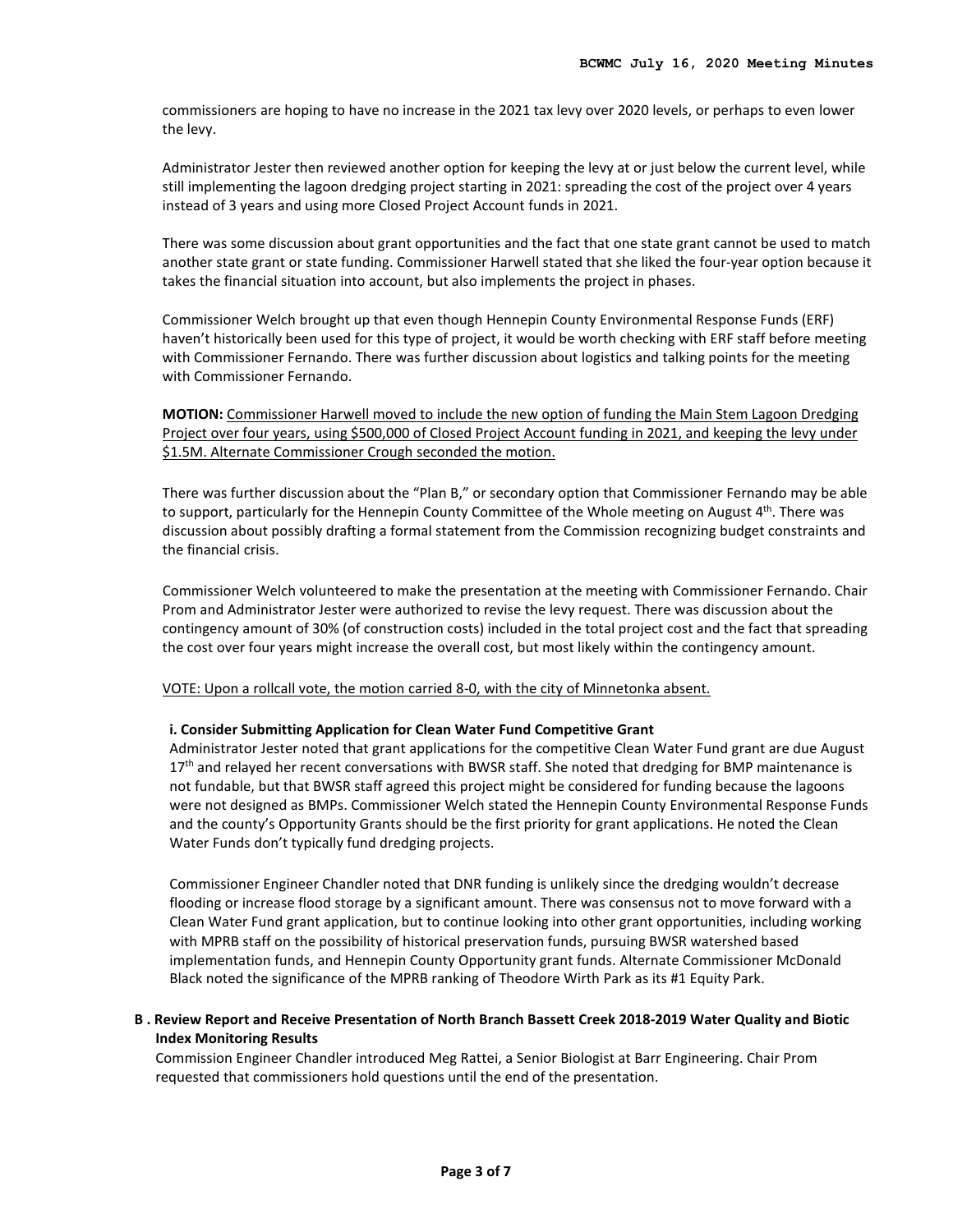commissioners are hoping to have no increase in the 2021 tax levy over 2020 levels, or perhaps to even lower the levy.

Administrator Jester then reviewed another option for keeping the levy at or just below the current level, while still implementing the lagoon dredging project starting in 2021: spreading the cost of the project over 4 years instead of 3 years and using more Closed Project Account funds in 2021.

There was some discussion about grant opportunities and the fact that one state grant cannot be used to match another state grant or state funding. Commissioner Harwell stated that she liked the four-year option because it takes the financial situation into account, but also implements the project in phases.

Commissioner Welch brought up that even though Hennepin County Environmental Response Funds (ERF) haven't historically been used for this type of project, it would be worth checking with ERF staff before meeting with Commissioner Fernando. There was further discussion about logistics and talking points for the meeting with Commissioner Fernando.

**MOTION:** <u>Commissioner Harwell moved to include the new option of funding the Main Stem Lagoon Dredging Project over four years, using $500,000 of Closed Project Account funding in 2021, and keeping the levy under $1.5M. Alternate Commissioner Crough seconded the motion.</u>

There was further discussion about the "Plan B," or secondary option that Commissioner Fernando may be able to support, particularly for the Hennepin County Committee of the Whole meeting on August 4th. There was discussion about possibly drafting a formal statement from the Commission recognizing budget constraints and the financial crisis.

Commissioner Welch volunteered to make the presentation at the meeting with Commissioner Fernando. Chair Prom and Administrator Jester were authorized to revise the levy request. There was discussion about the contingency amount of 30% (of construction costs) included in the total project cost and the fact that spreading the cost over four years might increase the overall cost, but most likely within the contingency amount.

<u>VOTE: Upon a rollcall vote, the motion carried 8-0, with the city of Minnetonka absent.</u>

**i. Consider Submitting Application for Clean Water Fund Competitive Grant**

Administrator Jester noted that grant applications for the competitive Clean Water Fund grant are due August 17th and relayed her recent conversations with BWSR staff. She noted that dredging for BMP maintenance is not fundable, but that BWSR staff agreed this project might be considered for funding because the lagoons were not designed as BMPs. Commissioner Welch stated the Hennepin County Environmental Response Funds and the county's Opportunity Grants should be the first priority for grant applications. He noted the Clean Water Funds don't typically fund dredging projects.

Commissioner Engineer Chandler noted that DNR funding is unlikely since the dredging wouldn't decrease flooding or increase flood storage by a significant amount. There was consensus not to move forward with a Clean Water Fund grant application, but to continue looking into other grant opportunities, including working with MPRB staff on the possibility of historical preservation funds, pursuing BWSR watershed based implementation funds, and Hennepin County Opportunity grant funds. Alternate Commissioner McDonald Black noted the significance of the MPRB ranking of Theodore Wirth Park as its #1 Equity Park.

**B . Review Report and Receive Presentation of North Branch Bassett Creek 2018-2019 Water Quality and Biotic Index Monitoring Results**

Commission Engineer Chandler introduced Meg Rattei, a Senior Biologist at Barr Engineering. Chair Prom requested that commissioners hold questions until the end of the presentation.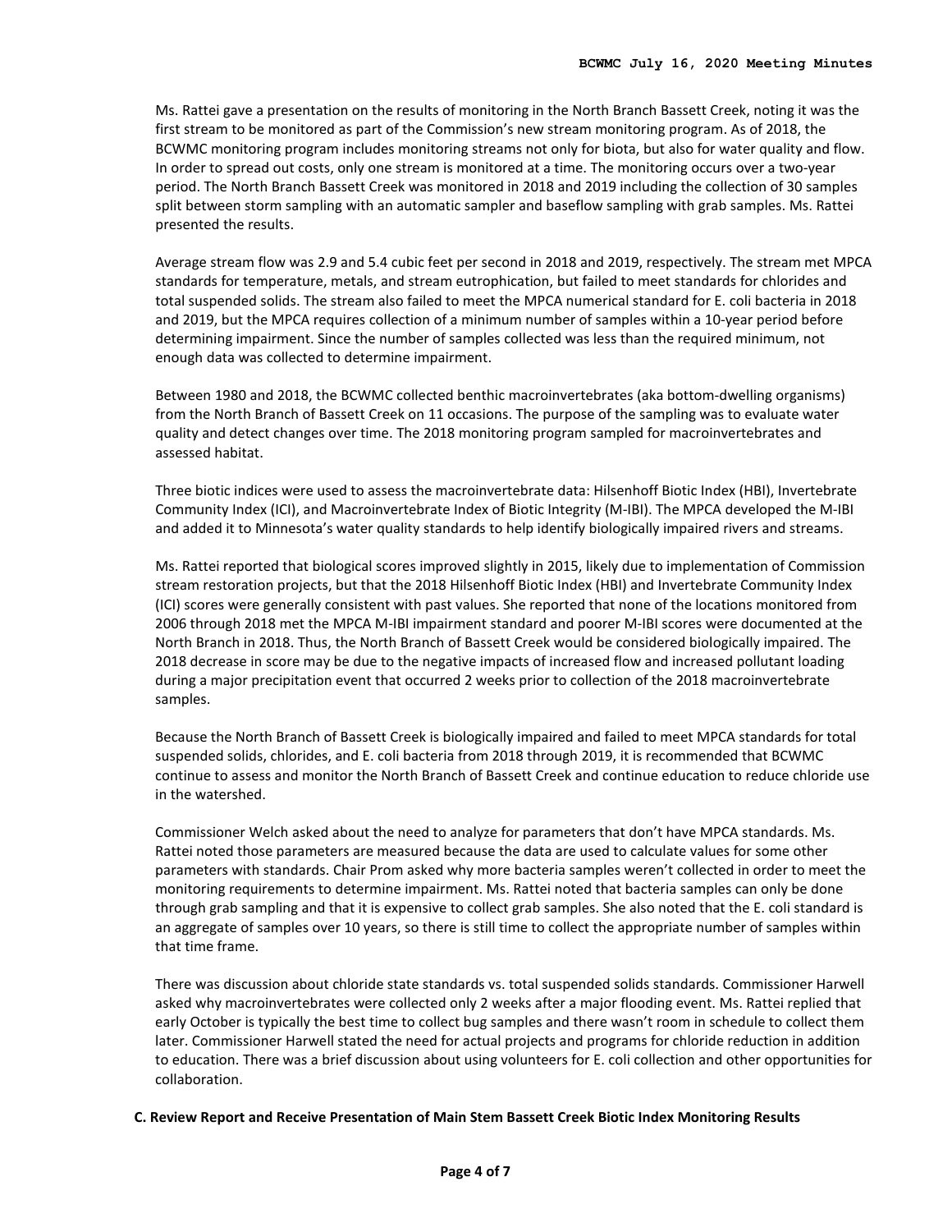Ms. Rattei gave a presentation on the results of monitoring in the North Branch Bassett Creek, noting it was the first stream to be monitored as part of the Commission's new stream monitoring program. As of 2018, the BCWMC monitoring program includes monitoring streams not only for biota, but also for water quality and flow. In order to spread out costs, only one stream is monitored at a time. The monitoring occurs over a two-year period. The North Branch Bassett Creek was monitored in 2018 and 2019 including the collection of 30 samples split between storm sampling with an automatic sampler and baseflow sampling with grab samples. Ms. Rattei presented the results.

Average stream flow was 2.9 and 5.4 cubic feet per second in 2018 and 2019, respectively. The stream met MPCA standards for temperature, metals, and stream eutrophication, but failed to meet standards for chlorides and total suspended solids. The stream also failed to meet the MPCA numerical standard for E. coli bacteria in 2018 and 2019, but the MPCA requires collection of a minimum number of samples within a 10-year period before determining impairment. Since the number of samples collected was less than the required minimum, not enough data was collected to determine impairment.

Between 1980 and 2018, the BCWMC collected benthic macroinvertebrates (aka bottom-dwelling organisms) from the North Branch of Bassett Creek on 11 occasions. The purpose of the sampling was to evaluate water quality and detect changes over time. The 2018 monitoring program sampled for macroinvertebrates and assessed habitat.

Three biotic indices were used to assess the macroinvertebrate data: Hilsenhoff Biotic Index (HBI), Invertebrate Community Index (ICI), and Macroinvertebrate Index of Biotic Integrity (M-IBI). The MPCA developed the M-IBI and added it to Minnesota's water quality standards to help identify biologically impaired rivers and streams.

Ms. Rattei reported that biological scores improved slightly in 2015, likely due to implementation of Commission stream restoration projects, but that the 2018 Hilsenhoff Biotic Index (HBI) and Invertebrate Community Index (ICI) scores were generally consistent with past values. She reported that none of the locations monitored from 2006 through 2018 met the MPCA M-IBI impairment standard and poorer M-IBI scores were documented at the North Branch in 2018. Thus, the North Branch of Bassett Creek would be considered biologically impaired. The 2018 decrease in score may be due to the negative impacts of increased flow and increased pollutant loading during a major precipitation event that occurred 2 weeks prior to collection of the 2018 macroinvertebrate samples.

Because the North Branch of Bassett Creek is biologically impaired and failed to meet MPCA standards for total suspended solids, chlorides, and E. coli bacteria from 2018 through 2019, it is recommended that BCWMC continue to assess and monitor the North Branch of Bassett Creek and continue education to reduce chloride use in the watershed.

Commissioner Welch asked about the need to analyze for parameters that don't have MPCA standards. Ms. Rattei noted those parameters are measured because the data are used to calculate values for some other parameters with standards. Chair Prom asked why more bacteria samples weren't collected in order to meet the monitoring requirements to determine impairment. Ms. Rattei noted that bacteria samples can only be done through grab sampling and that it is expensive to collect grab samples. She also noted that the E. coli standard is an aggregate of samples over 10 years, so there is still time to collect the appropriate number of samples within that time frame.

There was discussion about chloride state standards vs. total suspended solids standards. Commissioner Harwell asked why macroinvertebrates were collected only 2 weeks after a major flooding event. Ms. Rattei replied that early October is typically the best time to collect bug samples and there wasn't room in schedule to collect them later. Commissioner Harwell stated the need for actual projects and programs for chloride reduction in addition to education. There was a brief discussion about using volunteers for E. coli collection and other opportunities for collaboration.

**C. Review Report and Receive Presentation of Main Stem Bassett Creek Biotic Index Monitoring Results**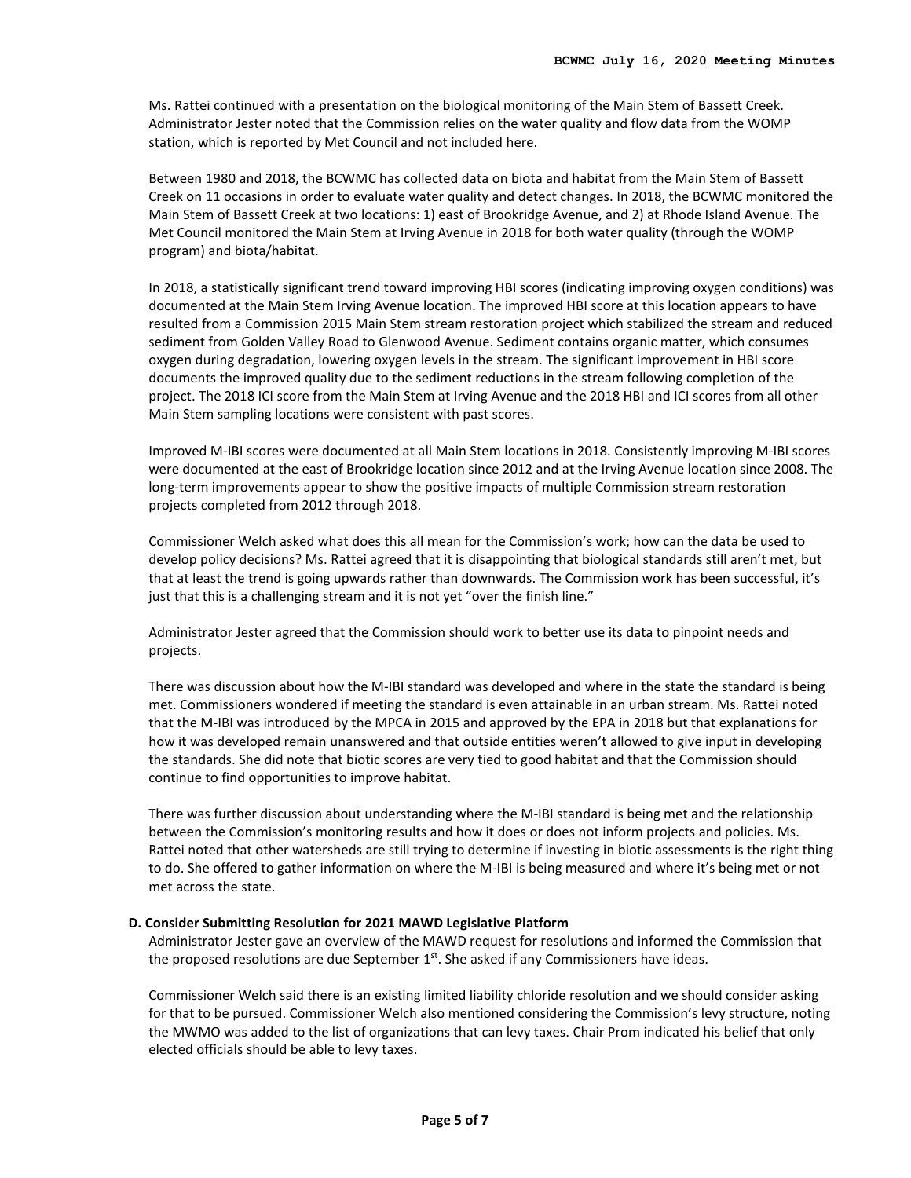Ms. Rattei continued with a presentation on the biological monitoring of the Main Stem of Bassett Creek. Administrator Jester noted that the Commission relies on the water quality and flow data from the WOMP station, which is reported by Met Council and not included here.

Between 1980 and 2018, the BCWMC has collected data on biota and habitat from the Main Stem of Bassett Creek on 11 occasions in order to evaluate water quality and detect changes. In 2018, the BCWMC monitored the Main Stem of Bassett Creek at two locations: 1) east of Brookridge Avenue, and 2) at Rhode Island Avenue. The Met Council monitored the Main Stem at Irving Avenue in 2018 for both water quality (through the WOMP program) and biota/habitat.

In 2018, a statistically significant trend toward improving HBI scores (indicating improving oxygen conditions) was documented at the Main Stem Irving Avenue location. The improved HBI score at this location appears to have resulted from a Commission 2015 Main Stem stream restoration project which stabilized the stream and reduced sediment from Golden Valley Road to Glenwood Avenue. Sediment contains organic matter, which consumes oxygen during degradation, lowering oxygen levels in the stream. The significant improvement in HBI score documents the improved quality due to the sediment reductions in the stream following completion of the project. The 2018 ICI score from the Main Stem at Irving Avenue and the 2018 HBI and ICI scores from all other Main Stem sampling locations were consistent with past scores.

Improved M-IBI scores were documented at all Main Stem locations in 2018. Consistently improving M-IBI scores were documented at the east of Brookridge location since 2012 and at the Irving Avenue location since 2008. The long-term improvements appear to show the positive impacts of multiple Commission stream restoration projects completed from 2012 through 2018.

Commissioner Welch asked what does this all mean for the Commission's work; how can the data be used to develop policy decisions? Ms. Rattei agreed that it is disappointing that biological standards still aren't met, but that at least the trend is going upwards rather than downwards. The Commission work has been successful, it's just that this is a challenging stream and it is not yet "over the finish line."

Administrator Jester agreed that the Commission should work to better use its data to pinpoint needs and projects.

There was discussion about how the M-IBI standard was developed and where in the state the standard is being met. Commissioners wondered if meeting the standard is even attainable in an urban stream. Ms. Rattei noted that the M-IBI was introduced by the MPCA in 2015 and approved by the EPA in 2018 but that explanations for how it was developed remain unanswered and that outside entities weren't allowed to give input in developing the standards. She did note that biotic scores are very tied to good habitat and that the Commission should continue to find opportunities to improve habitat.

There was further discussion about understanding where the M-IBI standard is being met and the relationship between the Commission's monitoring results and how it does or does not inform projects and policies. Ms. Rattei noted that other watersheds are still trying to determine if investing in biotic assessments is the right thing to do. She offered to gather information on where the M-IBI is being measured and where it's being met or not met across the state.

**D. Consider Submitting Resolution for 2021 MAWD Legislative Platform**

Administrator Jester gave an overview of the MAWD request for resolutions and informed the Commission that the proposed resolutions are due September 1st. She asked if any Commissioners have ideas.

Commissioner Welch said there is an existing limited liability chloride resolution and we should consider asking for that to be pursued. Commissioner Welch also mentioned considering the Commission's levy structure, noting the MWMO was added to the list of organizations that can levy taxes. Chair Prom indicated his belief that only elected officials should be able to levy taxes.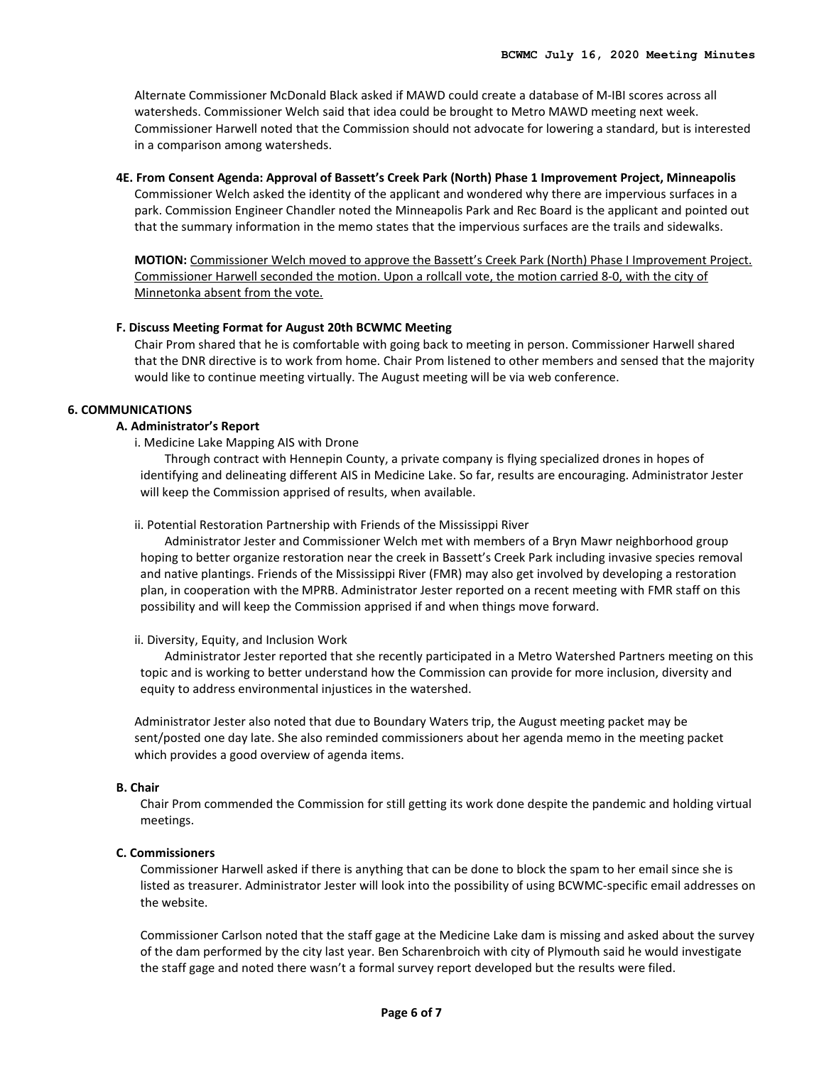Alternate Commissioner McDonald Black asked if MAWD could create a database of M-IBI scores across all watersheds. Commissioner Welch said that idea could be brought to Metro MAWD meeting next week. Commissioner Harwell noted that the Commission should not advocate for lowering a standard, but is interested in a comparison among watersheds.

**4E. From Consent Agenda: Approval of Bassett's Creek Park (North) Phase 1 Improvement Project, Minneapolis**

Commissioner Welch asked the identity of the applicant and wondered why there are impervious surfaces in a park. Commission Engineer Chandler noted the Minneapolis Park and Rec Board is the applicant and pointed out that the summary information in the memo states that the impervious surfaces are the trails and sidewalks.

**MOTION:** Commissioner Welch moved to approve the Bassett's Creek Park (North) Phase I Improvement Project. Commissioner Harwell seconded the motion. Upon a rollcall vote, the motion carried 8-0, with the city of Minnetonka absent from the vote.

**F. Discuss Meeting Format for August 20th BCWMC Meeting**

Chair Prom shared that he is comfortable with going back to meeting in person. Commissioner Harwell shared that the DNR directive is to work from home. Chair Prom listened to other members and sensed that the majority would like to continue meeting virtually. The August meeting will be via web conference.

**6. COMMUNICATIONS**

**A. Administrator's Report**

i. Medicine Lake Mapping AIS with Drone

Through contract with Hennepin County, a private company is flying specialized drones in hopes of identifying and delineating different AIS in Medicine Lake. So far, results are encouraging. Administrator Jester will keep the Commission apprised of results, when available.

ii. Potential Restoration Partnership with Friends of the Mississippi River

Administrator Jester and Commissioner Welch met with members of a Bryn Mawr neighborhood group hoping to better organize restoration near the creek in Bassett's Creek Park including invasive species removal and native plantings. Friends of the Mississippi River (FMR) may also get involved by developing a restoration plan, in cooperation with the MPRB. Administrator Jester reported on a recent meeting with FMR staff on this possibility and will keep the Commission apprised if and when things move forward.

ii. Diversity, Equity, and Inclusion Work

Administrator Jester reported that she recently participated in a Metro Watershed Partners meeting on this topic and is working to better understand how the Commission can provide for more inclusion, diversity and equity to address environmental injustices in the watershed.

Administrator Jester also noted that due to Boundary Waters trip, the August meeting packet may be sent/posted one day late. She also reminded commissioners about her agenda memo in the meeting packet which provides a good overview of agenda items.

**B. Chair**

Chair Prom commended the Commission for still getting its work done despite the pandemic and holding virtual meetings.

**C. Commissioners**

Commissioner Harwell asked if there is anything that can be done to block the spam to her email since she is listed as treasurer. Administrator Jester will look into the possibility of using BCWMC-specific email addresses on the website.

Commissioner Carlson noted that the staff gage at the Medicine Lake dam is missing and asked about the survey of the dam performed by the city last year. Ben Scharenbroich with city of Plymouth said he would investigate the staff gage and noted there wasn't a formal survey report developed but the results were filed.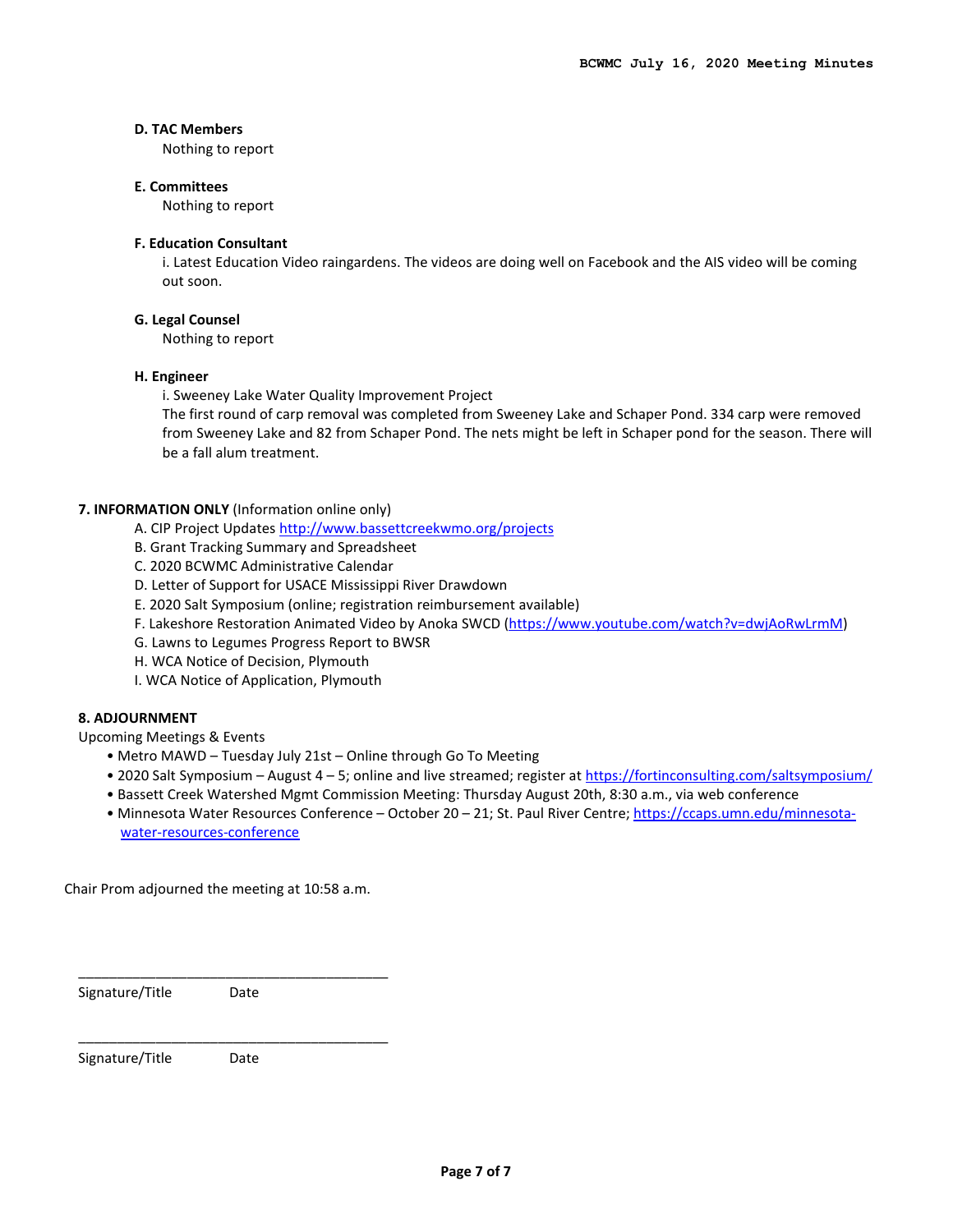**D. TAC Members**

Nothing to report

**E. Committees**

Nothing to report

**F. Education Consultant**

i. Latest Education Video raingardens. The videos are doing well on Facebook and the AIS video will be coming out soon.

**G. Legal Counsel**

Nothing to report

**H. Engineer**

i. Sweeney Lake Water Quality Improvement Project

The first round of carp removal was completed from Sweeney Lake and Schaper Pond. 334 carp were removed from Sweeney Lake and 82 from Schaper Pond. The nets might be left in Schaper pond for the season. There will be a fall alum treatment.

**7. INFORMATION ONLY** (Information online only)

A. CIP Project Updates http://www.bassettcreekwmo.org/projects
B. Grant Tracking Summary and Spreadsheet
C. 2020 BCWMC Administrative Calendar
D. Letter of Support for USACE Mississippi River Drawdown
E. 2020 Salt Symposium (online; registration reimbursement available)
F. Lakeshore Restoration Animated Video by Anoka SWCD (https://www.youtube.com/watch?v=dwjAoRwLrmM)
G. Lawns to Legumes Progress Report to BWSR
H. WCA Notice of Decision, Plymouth
I. WCA Notice of Application, Plymouth

**8. ADJOURNMENT**

Upcoming Meetings & Events

- Metro MAWD – Tuesday July 21st – Online through Go To Meeting
- 2020 Salt Symposium – August 4 – 5; online and live streamed; register at https://fortinconsulting.com/saltsymposium/
- Bassett Creek Watershed Mgmt Commission Meeting: Thursday August 20th, 8:30 a.m., via web conference
- Minnesota Water Resources Conference – October 20 – 21; St. Paul River Centre; https://ccaps.umn.edu/minnesota-water-resources-conference

Chair Prom adjourned the meeting at 10:58 a.m.

\_\_\_\_\_\_\_\_\_\_\_\_\_\_\_\_\_\_\_\_\_\_\_\_\_\_\_\_\_\_\_\_\_\_\_\_\_\_\_\_

Signature/Title Date

\_\_\_\_\_\_\_\_\_\_\_\_\_\_\_\_\_\_\_\_\_\_\_\_\_\_\_\_\_\_\_\_\_\_\_\_\_\_\_\_

Signature/Title Date